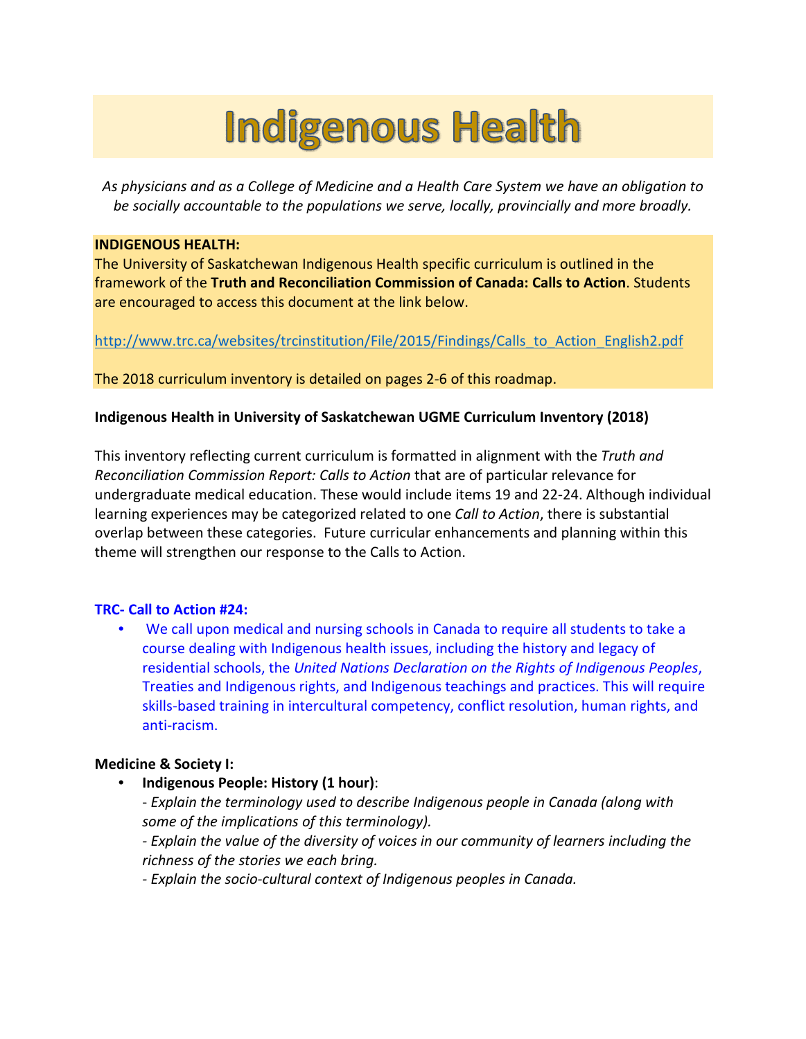# Indigenous Health

*As physicians and as a College of Medicine and a Health Care System we have an obligation to be socially accountable to the populations we serve, locally, provincially and more broadly.*

**INDIGENOUS HEALTH:**
The University of Saskatchewan Indigenous Health specific curriculum is outlined in the framework of the **Truth and Reconciliation Commission of Canada: Calls to Action**. Students are encouraged to access this document at the link below.

http://www.trc.ca/websites/trcinstitution/File/2015/Findings/Calls_to_Action_English2.pdf

The 2018 curriculum inventory is detailed on pages 2-6 of this roadmap.

**Indigenous Health in University of Saskatchewan UGME Curriculum Inventory (2018)**

This inventory reflecting current curriculum is formatted in alignment with the *Truth and Reconciliation Commission Report: Calls to Action* that are of particular relevance for undergraduate medical education. These would include items 19 and 22-24. Although individual learning experiences may be categorized related to one *Call to Action*, there is substantial overlap between these categories. Future curricular enhancements and planning within this theme will strengthen our response to the Calls to Action.

### TRC- Call to Action #24:

- We call upon medical and nursing schools in Canada to require all students to take a course dealing with Indigenous health issues, including the history and legacy of residential schools, the *United Nations Declaration on the Rights of Indigenous Peoples*, Treaties and Indigenous rights, and Indigenous teachings and practices. This will require skills-based training in intercultural competency, conflict resolution, human rights, and anti-racism.

**Medicine & Society I:**

- **Indigenous People: History (1 hour)**:
  *- Explain the terminology used to describe Indigenous people in Canada (along with some of the implications of this terminology).*
  *- Explain the value of the diversity of voices in our community of learners including the richness of the stories we each bring.*
  *- Explain the socio-cultural context of Indigenous peoples in Canada.*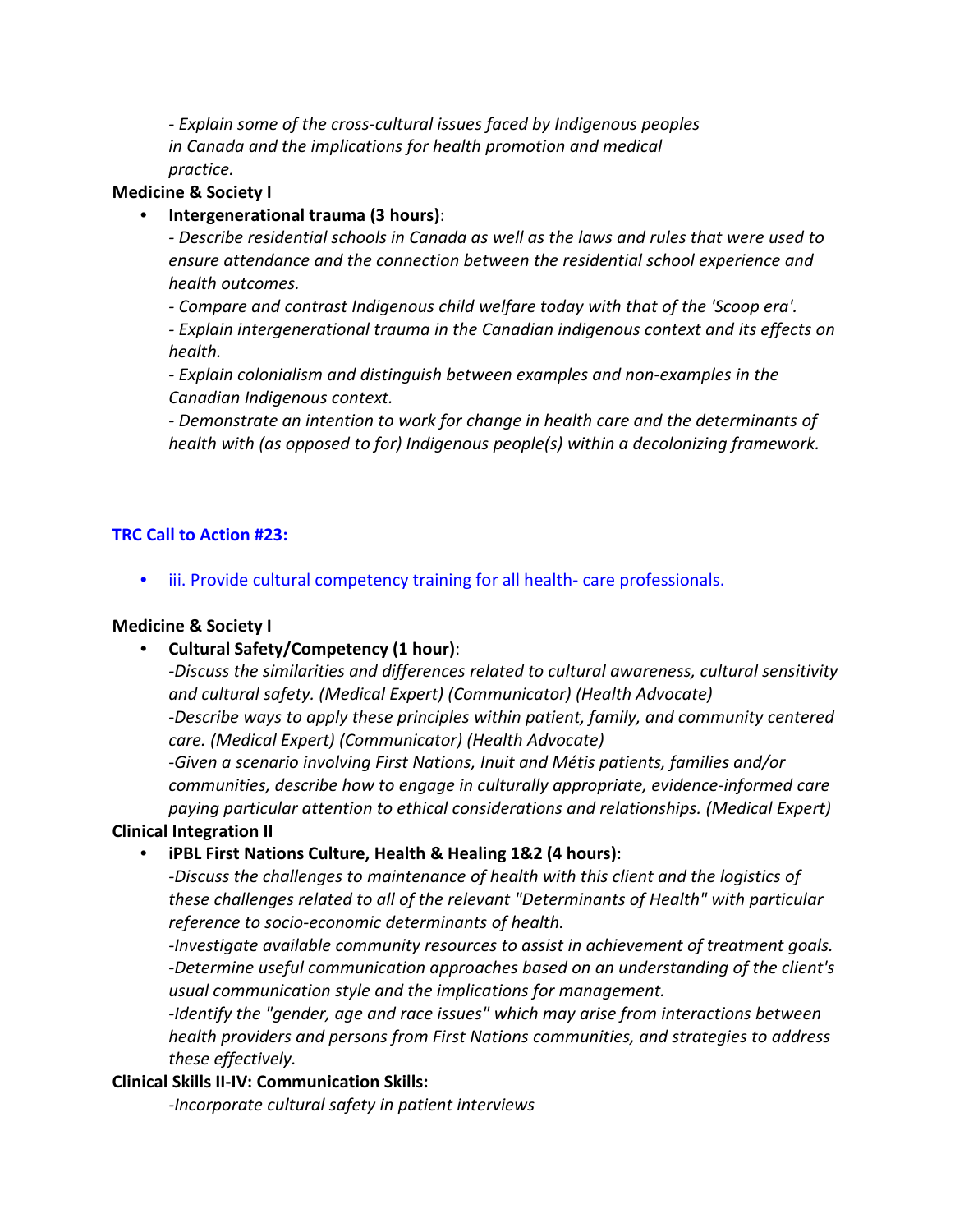*- Explain some of the cross-cultural issues faced by Indigenous peoples in Canada and the implications for health promotion and medical practice.*

**Medicine & Society I**

- **Intergenerational trauma (3 hours)**:

  *- Describe residential schools in Canada as well as the laws and rules that were used to ensure attendance and the connection between the residential school experience and health outcomes.*

  *- Compare and contrast Indigenous child welfare today with that of the 'Scoop era'.*

  *- Explain intergenerational trauma in the Canadian indigenous context and its effects on health.*

  *- Explain colonialism and distinguish between examples and non-examples in the Canadian Indigenous context.*

  *- Demonstrate an intention to work for change in health care and the determinants of health with (as opposed to for) Indigenous people(s) within a decolonizing framework.*

**TRC Call to Action #23:**

- iii. Provide cultural competency training for all health- care professionals.

**Medicine & Society I**

- **Cultural Safety/Competency (1 hour)**:

  *-Discuss the similarities and differences related to cultural awareness, cultural sensitivity and cultural safety. (Medical Expert) (Communicator) (Health Advocate)*

  *-Describe ways to apply these principles within patient, family, and community centered care. (Medical Expert) (Communicator) (Health Advocate)*

  *-Given a scenario involving First Nations, Inuit and Métis patients, families and/or communities, describe how to engage in culturally appropriate, evidence-informed care paying particular attention to ethical considerations and relationships. (Medical Expert)*

**Clinical Integration II**

- **iPBL First Nations Culture, Health & Healing 1&2 (4 hours)**:

  *-Discuss the challenges to maintenance of health with this client and the logistics of these challenges related to all of the relevant "Determinants of Health" with particular reference to socio-economic determinants of health.*

  *-Investigate available community resources to assist in achievement of treatment goals.*

  *-Determine useful communication approaches based on an understanding of the client's usual communication style and the implications for management.*

  *-Identify the "gender, age and race issues" which may arise from interactions between health providers and persons from First Nations communities, and strategies to address these effectively.*

**Clinical Skills II-IV: Communication Skills:**

*-Incorporate cultural safety in patient interviews*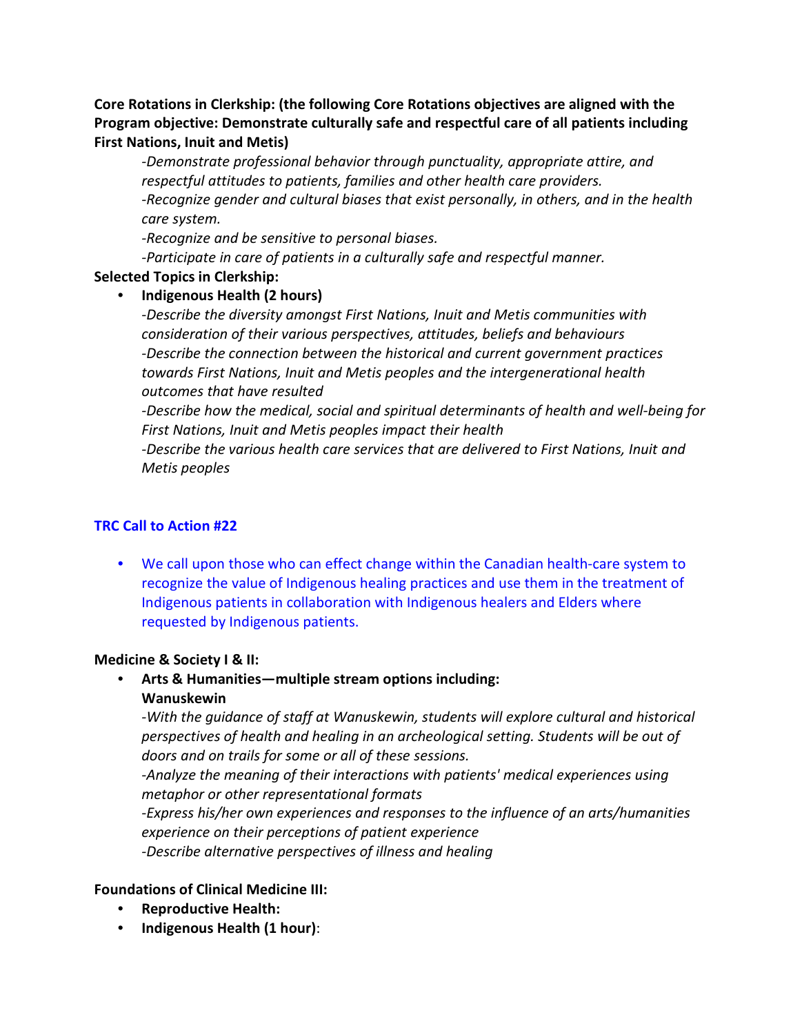**Core Rotations in Clerkship: (the following Core Rotations objectives are aligned with the Program objective: Demonstrate culturally safe and respectful care of all patients including First Nations, Inuit and Metis)**

*-Demonstrate professional behavior through punctuality, appropriate attire, and respectful attitudes to patients, families and other health care providers.*
*-Recognize gender and cultural biases that exist personally, in others, and in the health care system.*
*-Recognize and be sensitive to personal biases.*
*-Participate in care of patients in a culturally safe and respectful manner.*

**Selected Topics in Clerkship:**

- **Indigenous Health (2 hours)**
  *-Describe the diversity amongst First Nations, Inuit and Metis communities with consideration of their various perspectives, attitudes, beliefs and behaviours*
  *-Describe the connection between the historical and current government practices towards First Nations, Inuit and Metis peoples and the intergenerational health outcomes that have resulted*
  *-Describe how the medical, social and spiritual determinants of health and well-being for First Nations, Inuit and Metis peoples impact their health*
  *-Describe the various health care services that are delivered to First Nations, Inuit and Metis peoples*

**TRC Call to Action #22**

- We call upon those who can effect change within the Canadian health-care system to recognize the value of Indigenous healing practices and use them in the treatment of Indigenous patients in collaboration with Indigenous healers and Elders where requested by Indigenous patients.

**Medicine & Society I & II:**

- **Arts & Humanities—multiple stream options including:**
  **Wanuskewin**
  *-With the guidance of staff at Wanuskewin, students will explore cultural and historical perspectives of health and healing in an archeological setting. Students will be out of doors and on trails for some or all of these sessions.*
  *-Analyze the meaning of their interactions with patients' medical experiences using metaphor or other representational formats*
  *-Express his/her own experiences and responses to the influence of an arts/humanities experience on their perceptions of patient experience*
  *-Describe alternative perspectives of illness and healing*

**Foundations of Clinical Medicine III:**

- **Reproductive Health:**
- **Indigenous Health (1 hour)**: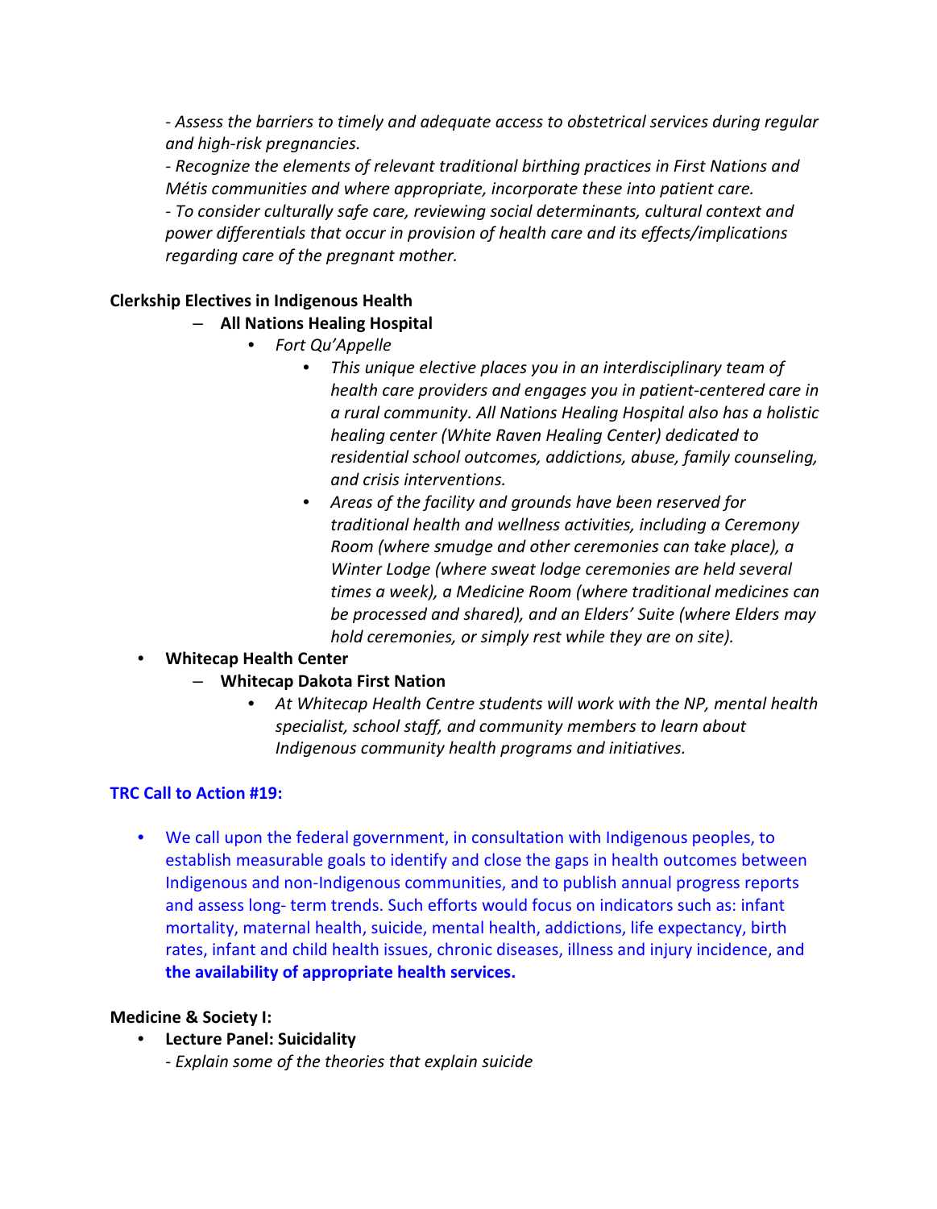*- Assess the barriers to timely and adequate access to obstetrical services during regular and high-risk pregnancies.*
*- Recognize the elements of relevant traditional birthing practices in First Nations and Métis communities and where appropriate, incorporate these into patient care.*
*- To consider culturally safe care, reviewing social determinants, cultural context and power differentials that occur in provision of health care and its effects/implications regarding care of the pregnant mother.*

**Clerkship Electives in Indigenous Health**

- **All Nations Healing Hospital**
  - *Fort Qu'Appelle*
    - *This unique elective places you in an interdisciplinary team of health care providers and engages you in patient-centered care in a rural community. All Nations Healing Hospital also has a holistic healing center (White Raven Healing Center) dedicated to residential school outcomes, addictions, abuse, family counseling, and crisis interventions.*
    - *Areas of the facility and grounds have been reserved for traditional health and wellness activities, including a Ceremony Room (where smudge and other ceremonies can take place), a Winter Lodge (where sweat lodge ceremonies are held several times a week), a Medicine Room (where traditional medicines can be processed and shared), and an Elders' Suite (where Elders may hold ceremonies, or simply rest while they are on site).*

- **Whitecap Health Center**
  - **Whitecap Dakota First Nation**
    - *At Whitecap Health Centre students will work with the NP, mental health specialist, school staff, and community members to learn about Indigenous community health programs and initiatives.*

**TRC Call to Action #19:**

- We call upon the federal government, in consultation with Indigenous peoples, to establish measurable goals to identify and close the gaps in health outcomes between Indigenous and non-Indigenous communities, and to publish annual progress reports and assess long- term trends. Such efforts would focus on indicators such as: infant mortality, maternal health, suicide, mental health, addictions, life expectancy, birth rates, infant and child health issues, chronic diseases, illness and injury incidence, and **the availability of appropriate health services.**

**Medicine & Society I:**

- **Lecture Panel: Suicidality**
  *- Explain some of the theories that explain suicide*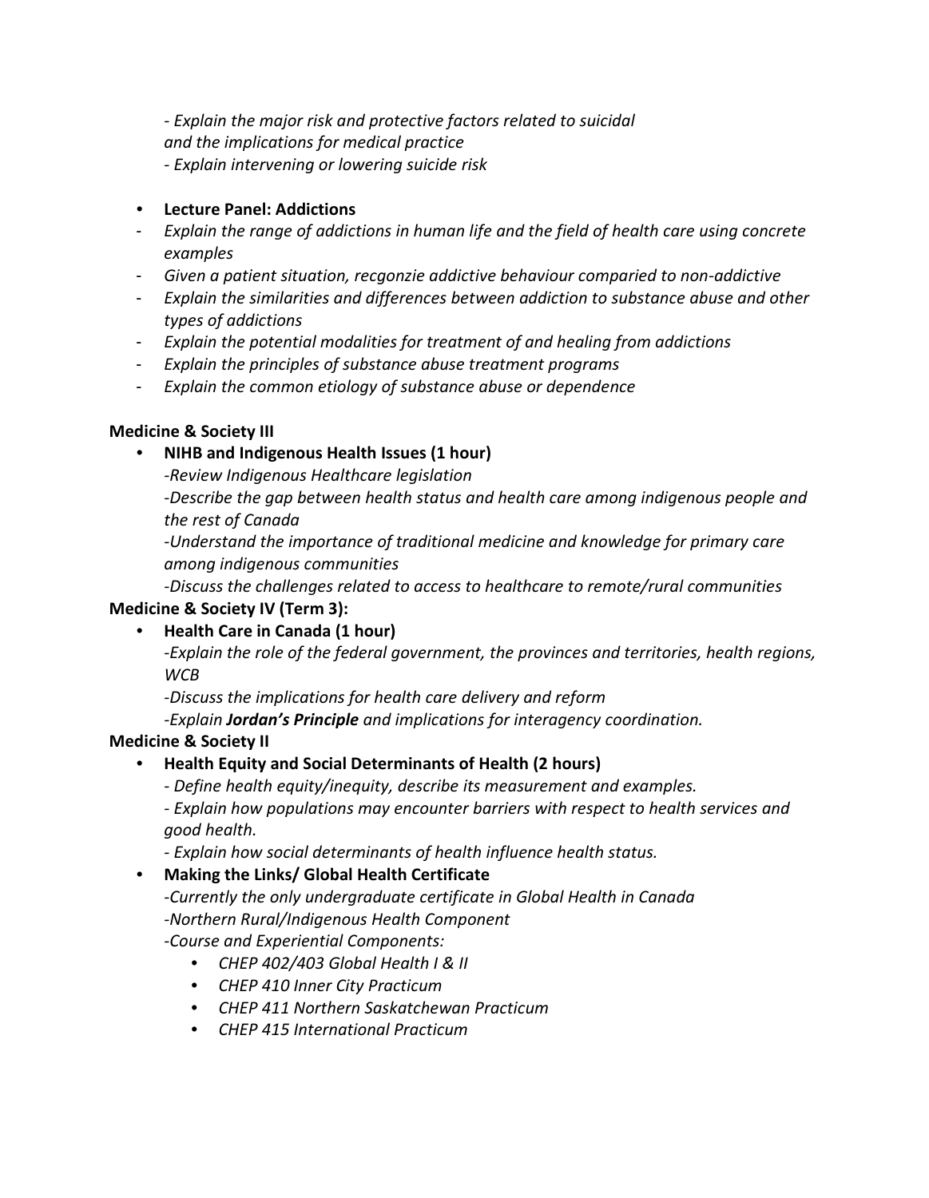*- Explain the major risk and protective factors related to suicidal and the implications for medical practice*
*- Explain intervening or lowering suicide risk*

- **Lecture Panel: Addictions**

- *Explain the range of addictions in human life and the field of health care using concrete examples*
- *Given a patient situation, recgonzie addictive behaviour comparied to non-addictive*
- *Explain the similarities and differences between addiction to substance abuse and other types of addictions*
- *Explain the potential modalities for treatment of and healing from addictions*
- *Explain the principles of substance abuse treatment programs*
- *Explain the common etiology of substance abuse or dependence*

**Medicine & Society III**

- **NIHB and Indigenous Health Issues (1 hour)**
  *-Review Indigenous Healthcare legislation*
  *-Describe the gap between health status and health care among indigenous people and the rest of Canada*
  *-Understand the importance of traditional medicine and knowledge for primary care among indigenous communities*
  *-Discuss the challenges related to access to healthcare to remote/rural communities*

**Medicine & Society IV (Term 3):**

- **Health Care in Canada (1 hour)**
  *-Explain the role of the federal government, the provinces and territories, health regions, WCB*
  *-Discuss the implications for health care delivery and reform*
  *-Explain* ***Jordan's Principle*** *and implications for interagency coordination.*

**Medicine & Society II**

- **Health Equity and Social Determinants of Health (2 hours)**
  *- Define health equity/inequity, describe its measurement and examples.*
  *- Explain how populations may encounter barriers with respect to health services and good health.*
  *- Explain how social determinants of health influence health status.*
- **Making the Links/ Global Health Certificate**
  *-Currently the only undergraduate certificate in Global Health in Canada*
  *-Northern Rural/Indigenous Health Component*
  *-Course and Experiential Components:*
    - *CHEP 402/403 Global Health I & II*
    - *CHEP 410 Inner City Practicum*
    - *CHEP 411 Northern Saskatchewan Practicum*
    - *CHEP 415 International Practicum*